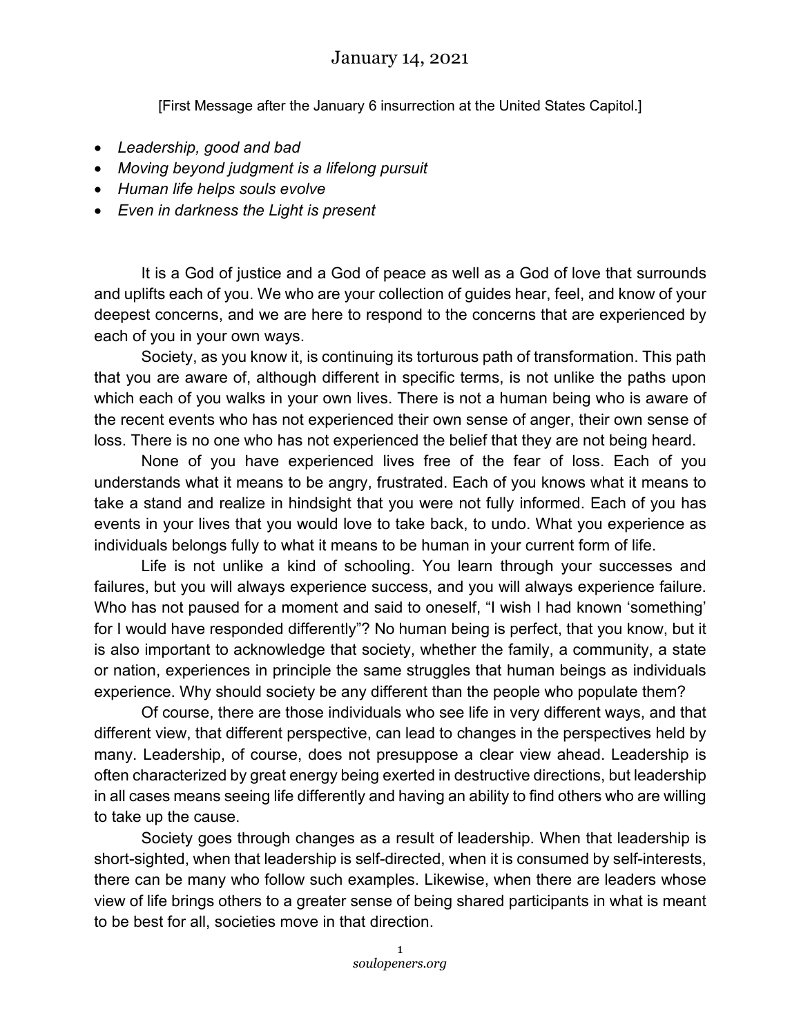# January 14, 2021

[First Message after the January 6 insurrection at the United States Capitol.]

- *Leadership, good and bad*
- *Moving beyond judgment is a lifelong pursuit*
- *Human life helps souls evolve*
- *Even in darkness the Light is present*

It is a God of justice and a God of peace as well as a God of love that surrounds and uplifts each of you. We who are your collection of guides hear, feel, and know of your deepest concerns, and we are here to respond to the concerns that are experienced by each of you in your own ways.

Society, as you know it, is continuing its torturous path of transformation. This path that you are aware of, although different in specific terms, is not unlike the paths upon which each of you walks in your own lives. There is not a human being who is aware of the recent events who has not experienced their own sense of anger, their own sense of loss. There is no one who has not experienced the belief that they are not being heard.

None of you have experienced lives free of the fear of loss. Each of you understands what it means to be angry, frustrated. Each of you knows what it means to take a stand and realize in hindsight that you were not fully informed. Each of you has events in your lives that you would love to take back, to undo. What you experience as individuals belongs fully to what it means to be human in your current form of life.

Life is not unlike a kind of schooling. You learn through your successes and failures, but you will always experience success, and you will always experience failure. Who has not paused for a moment and said to oneself, "I wish I had known 'something' for I would have responded differently"? No human being is perfect, that you know, but it is also important to acknowledge that society, whether the family, a community, a state or nation, experiences in principle the same struggles that human beings as individuals experience. Why should society be any different than the people who populate them?

Of course, there are those individuals who see life in very different ways, and that different view, that different perspective, can lead to changes in the perspectives held by many. Leadership, of course, does not presuppose a clear view ahead. Leadership is often characterized by great energy being exerted in destructive directions, but leadership in all cases means seeing life differently and having an ability to find others who are willing to take up the cause.

Society goes through changes as a result of leadership. When that leadership is short-sighted, when that leadership is self-directed, when it is consumed by self-interests, there can be many who follow such examples. Likewise, when there are leaders whose view of life brings others to a greater sense of being shared participants in what is meant to be best for all, societies move in that direction.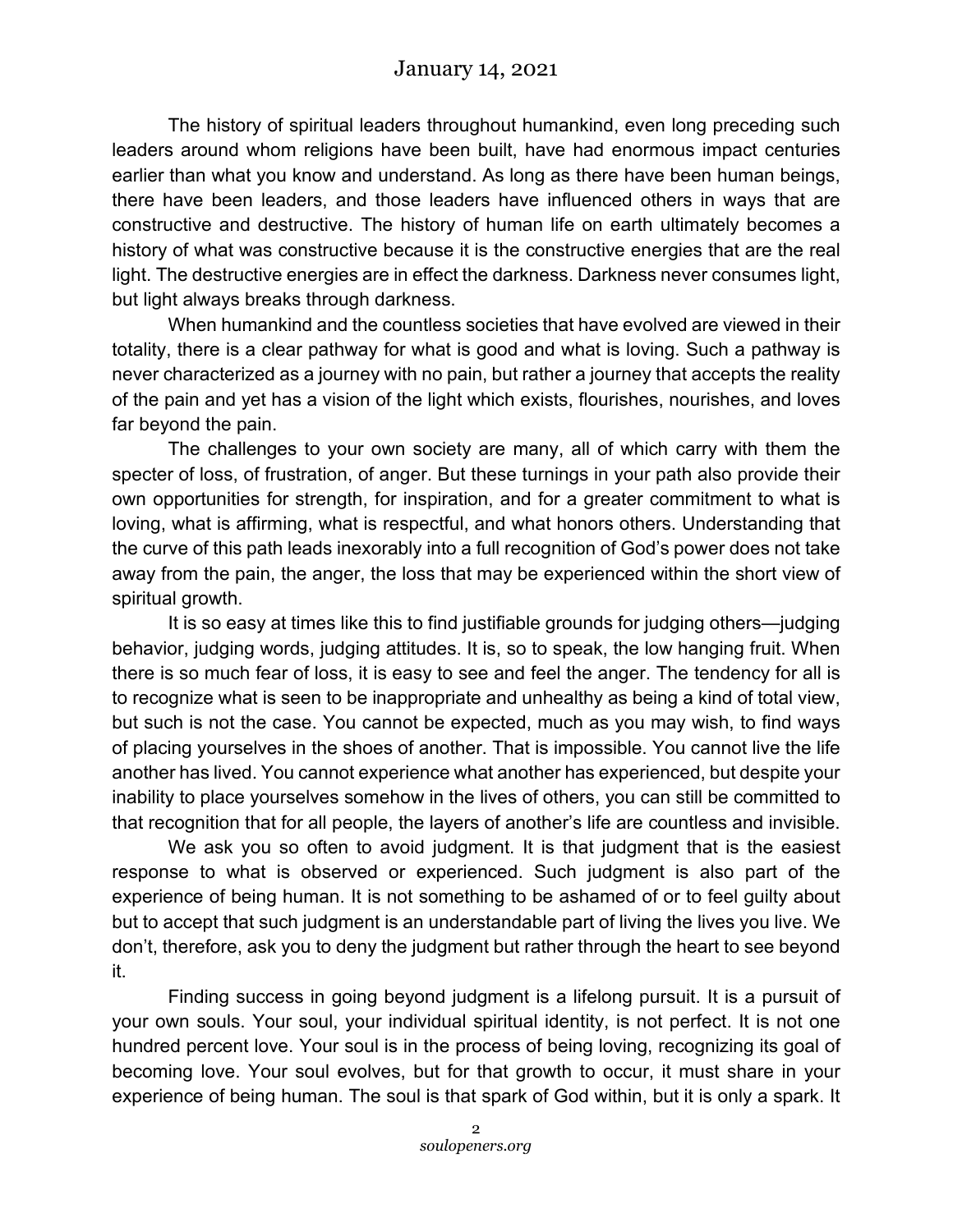## January 14, 2021

The history of spiritual leaders throughout humankind, even long preceding such leaders around whom religions have been built, have had enormous impact centuries earlier than what you know and understand. As long as there have been human beings, there have been leaders, and those leaders have influenced others in ways that are constructive and destructive. The history of human life on earth ultimately becomes a history of what was constructive because it is the constructive energies that are the real light. The destructive energies are in effect the darkness. Darkness never consumes light, but light always breaks through darkness.

When humankind and the countless societies that have evolved are viewed in their totality, there is a clear pathway for what is good and what is loving. Such a pathway is never characterized as a journey with no pain, but rather a journey that accepts the reality of the pain and yet has a vision of the light which exists, flourishes, nourishes, and loves far beyond the pain.

The challenges to your own society are many, all of which carry with them the specter of loss, of frustration, of anger. But these turnings in your path also provide their own opportunities for strength, for inspiration, and for a greater commitment to what is loving, what is affirming, what is respectful, and what honors others. Understanding that the curve of this path leads inexorably into a full recognition of God's power does not take away from the pain, the anger, the loss that may be experienced within the short view of spiritual growth.

It is so easy at times like this to find justifiable grounds for judging others—judging behavior, judging words, judging attitudes. It is, so to speak, the low hanging fruit. When there is so much fear of loss, it is easy to see and feel the anger. The tendency for all is to recognize what is seen to be inappropriate and unhealthy as being a kind of total view, but such is not the case. You cannot be expected, much as you may wish, to find ways of placing yourselves in the shoes of another. That is impossible. You cannot live the life another has lived. You cannot experience what another has experienced, but despite your inability to place yourselves somehow in the lives of others, you can still be committed to that recognition that for all people, the layers of another's life are countless and invisible.

We ask you so often to avoid judgment. It is that judgment that is the easiest response to what is observed or experienced. Such judgment is also part of the experience of being human. It is not something to be ashamed of or to feel guilty about but to accept that such judgment is an understandable part of living the lives you live. We don't, therefore, ask you to deny the judgment but rather through the heart to see beyond it.

Finding success in going beyond judgment is a lifelong pursuit. It is a pursuit of your own souls. Your soul, your individual spiritual identity, is not perfect. It is not one hundred percent love. Your soul is in the process of being loving, recognizing its goal of becoming love. Your soul evolves, but for that growth to occur, it must share in your experience of being human. The soul is that spark of God within, but it is only a spark. It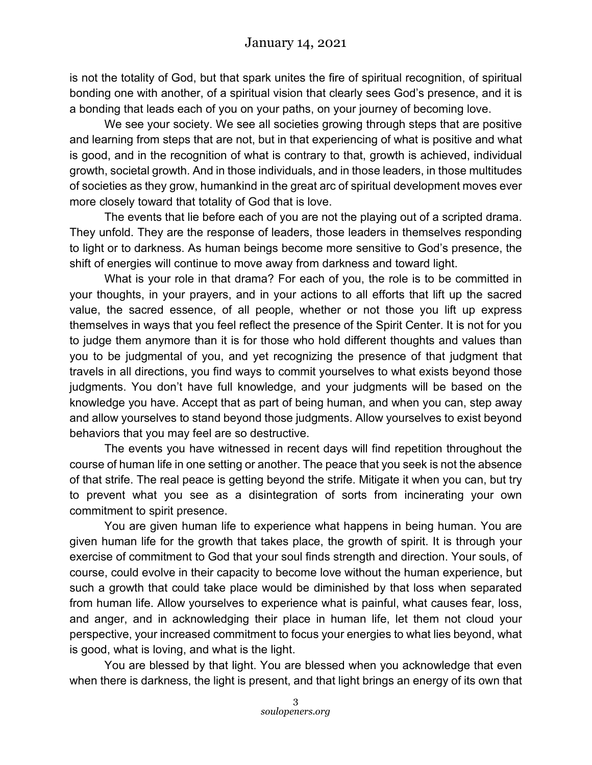is not the totality of God, but that spark unites the fire of spiritual recognition, of spiritual bonding one with another, of a spiritual vision that clearly sees God's presence, and it is a bonding that leads each of you on your paths, on your journey of becoming love.

We see your society. We see all societies growing through steps that are positive and learning from steps that are not, but in that experiencing of what is positive and what is good, and in the recognition of what is contrary to that, growth is achieved, individual growth, societal growth. And in those individuals, and in those leaders, in those multitudes of societies as they grow, humankind in the great arc of spiritual development moves ever more closely toward that totality of God that is love.

The events that lie before each of you are not the playing out of a scripted drama. They unfold. They are the response of leaders, those leaders in themselves responding to light or to darkness. As human beings become more sensitive to God's presence, the shift of energies will continue to move away from darkness and toward light.

What is your role in that drama? For each of you, the role is to be committed in your thoughts, in your prayers, and in your actions to all efforts that lift up the sacred value, the sacred essence, of all people, whether or not those you lift up express themselves in ways that you feel reflect the presence of the Spirit Center. It is not for you to judge them anymore than it is for those who hold different thoughts and values than you to be judgmental of you, and yet recognizing the presence of that judgment that travels in all directions, you find ways to commit yourselves to what exists beyond those judgments. You don't have full knowledge, and your judgments will be based on the knowledge you have. Accept that as part of being human, and when you can, step away and allow yourselves to stand beyond those judgments. Allow yourselves to exist beyond behaviors that you may feel are so destructive.

The events you have witnessed in recent days will find repetition throughout the course of human life in one setting or another. The peace that you seek is not the absence of that strife. The real peace is getting beyond the strife. Mitigate it when you can, but try to prevent what you see as a disintegration of sorts from incinerating your own commitment to spirit presence.

You are given human life to experience what happens in being human. You are given human life for the growth that takes place, the growth of spirit. It is through your exercise of commitment to God that your soul finds strength and direction. Your souls, of course, could evolve in their capacity to become love without the human experience, but such a growth that could take place would be diminished by that loss when separated from human life. Allow yourselves to experience what is painful, what causes fear, loss, and anger, and in acknowledging their place in human life, let them not cloud your perspective, your increased commitment to focus your energies to what lies beyond, what is good, what is loving, and what is the light.

You are blessed by that light. You are blessed when you acknowledge that even when there is darkness, the light is present, and that light brings an energy of its own that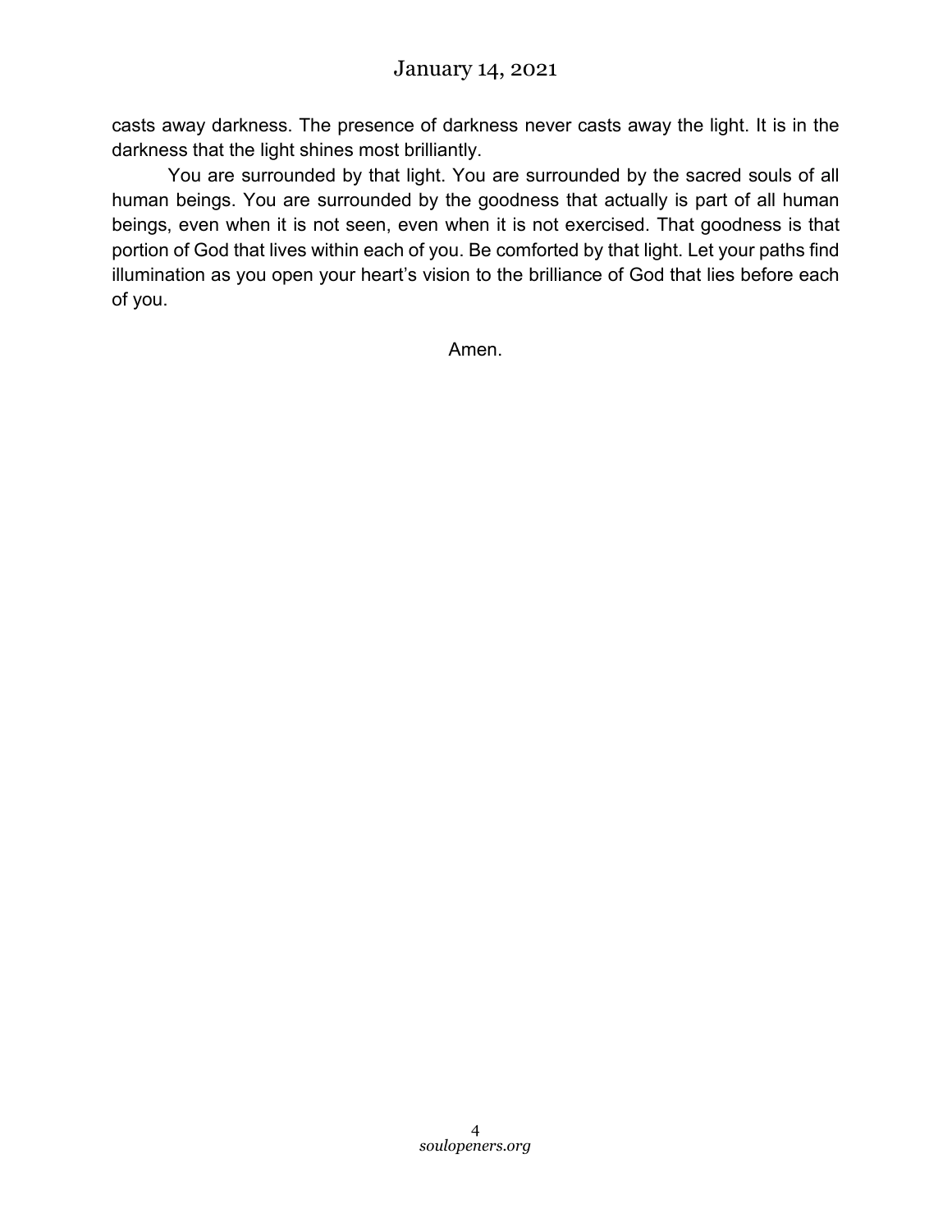casts away darkness. The presence of darkness never casts away the light. It is in the darkness that the light shines most brilliantly.

You are surrounded by that light. You are surrounded by the sacred souls of all human beings. You are surrounded by the goodness that actually is part of all human beings, even when it is not seen, even when it is not exercised. That goodness is that portion of God that lives within each of you. Be comforted by that light. Let your paths find illumination as you open your heart's vision to the brilliance of God that lies before each of you.

Amen.